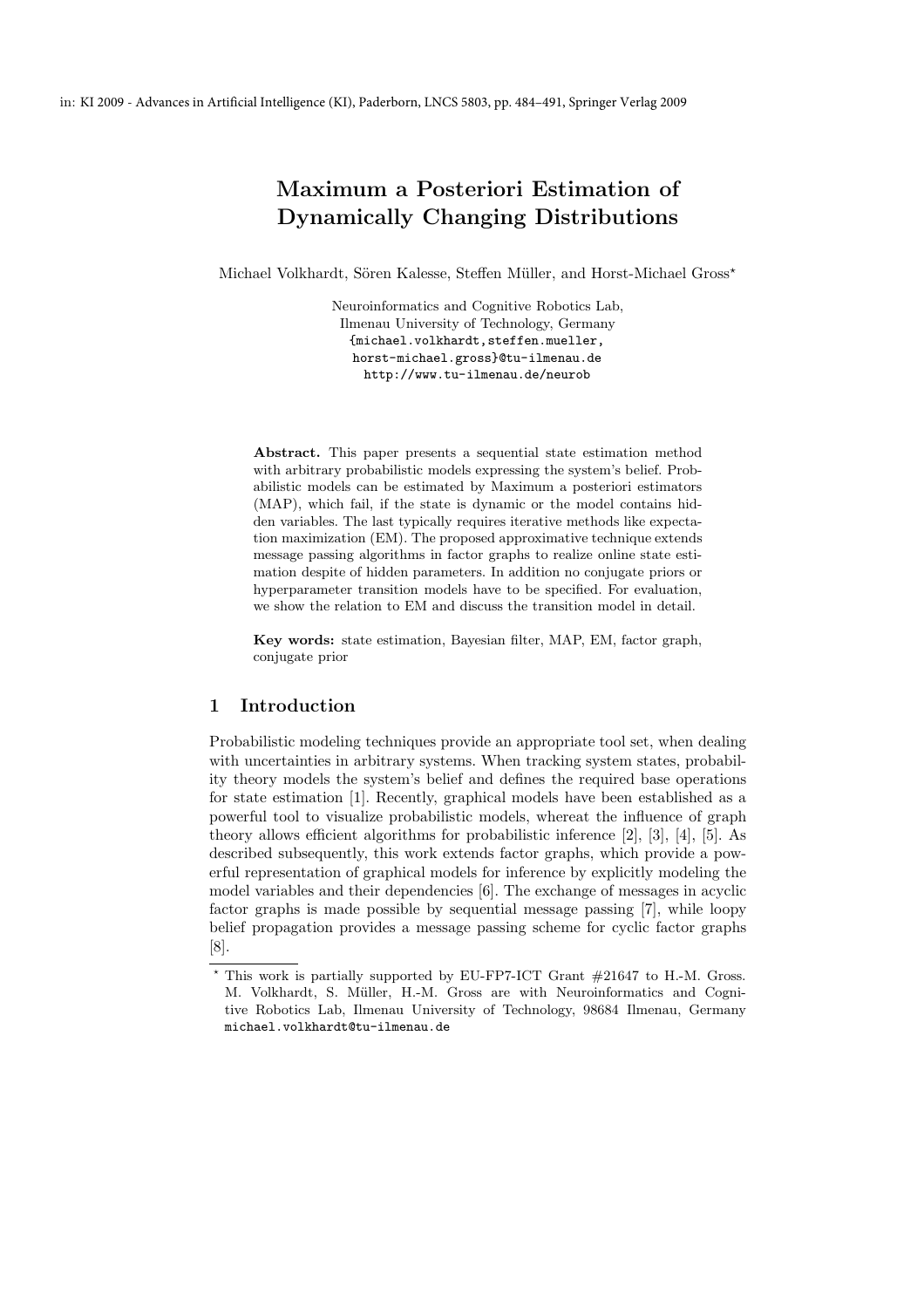in: KI 2009 - Advances in Artificial Intelligence (KI), Paderborn, LNCS 5803, pp. 484–491, Springer Verlag 2009

# Maximum a Posteriori Estimation of Dynamically Changing Distributions

Michael Volkhardt, Sören Kalesse, Steffen Müller, and Horst-Michael Gross*

Neuroinformatics and Cognitive Robotics Lab,
Ilmenau University of Technology, Germany
{michael.volkhardt,steffen.mueller,
horst-michael.gross}@tu-ilmenau.de
http://www.tu-ilmenau.de/neurob

**Abstract.** This paper presents a sequential state estimation method with arbitrary probabilistic models expressing the system's belief. Probabilistic models can be estimated by Maximum a posteriori estimators (MAP), which fail, if the state is dynamic or the model contains hidden variables. The last typically requires iterative methods like expectation maximization (EM). The proposed approximative technique extends message passing algorithms in factor graphs to realize online state estimation despite of hidden parameters. In addition no conjugate priors or hyperparameter transition models have to be specified. For evaluation, we show the relation to EM and discuss the transition model in detail.

**Key words:** state estimation, Bayesian filter, MAP, EM, factor graph, conjugate prior

## 1 Introduction

Probabilistic modeling techniques provide an appropriate tool set, when dealing with uncertainties in arbitrary systems. When tracking system states, probability theory models the system's belief and defines the required base operations for state estimation [1]. Recently, graphical models have been established as a powerful tool to visualize probabilistic models, whereat the influence of graph theory allows efficient algorithms for probabilistic inference [2], [3], [4], [5]. As described subsequently, this work extends factor graphs, which provide a powerful representation of graphical models for inference by explicitly modeling the model variables and their dependencies [6]. The exchange of messages in acyclic factor graphs is made possible by sequential message passing [7], while loopy belief propagation provides a message passing scheme for cyclic factor graphs [8].

* This work is partially supported by EU-FP7-ICT Grant #21647 to H.-M. Gross. M. Volkhardt, S. Müller, H.-M. Gross are with Neuroinformatics and Cognitive Robotics Lab, Ilmenau University of Technology, 98684 Ilmenau, Germany michael.volkhardt@tu-ilmenau.de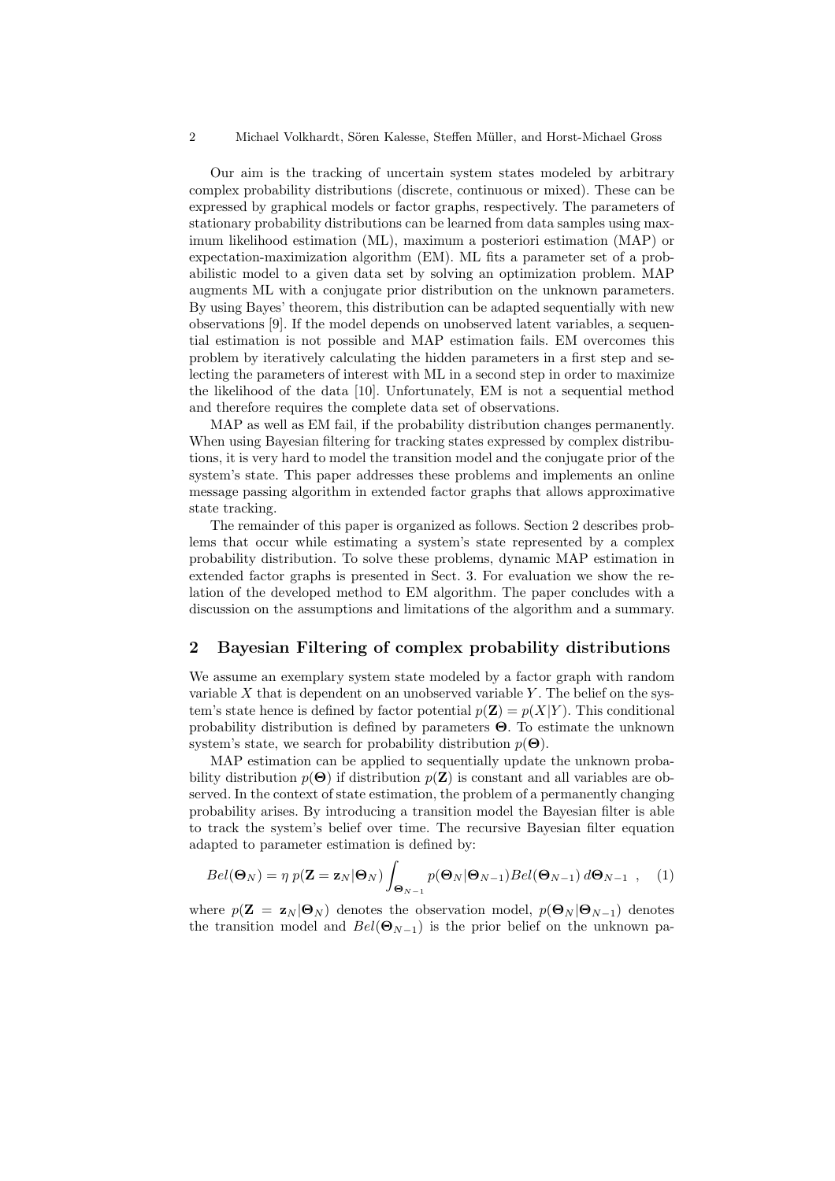Our aim is the tracking of uncertain system states modeled by arbitrary complex probability distributions (discrete, continuous or mixed). These can be expressed by graphical models or factor graphs, respectively. The parameters of stationary probability distributions can be learned from data samples using maximum likelihood estimation (ML), maximum a posteriori estimation (MAP) or expectation-maximization algorithm (EM). ML fits a parameter set of a probabilistic model to a given data set by solving an optimization problem. MAP augments ML with a conjugate prior distribution on the unknown parameters. By using Bayes' theorem, this distribution can be adapted sequentially with new observations [9]. If the model depends on unobserved latent variables, a sequential estimation is not possible and MAP estimation fails. EM overcomes this problem by iteratively calculating the hidden parameters in a first step and selecting the parameters of interest with ML in a second step in order to maximize the likelihood of the data [10]. Unfortunately, EM is not a sequential method and therefore requires the complete data set of observations.

MAP as well as EM fail, if the probability distribution changes permanently. When using Bayesian filtering for tracking states expressed by complex distributions, it is very hard to model the transition model and the conjugate prior of the system's state. This paper addresses these problems and implements an online message passing algorithm in extended factor graphs that allows approximative state tracking.

The remainder of this paper is organized as follows. Section 2 describes problems that occur while estimating a system's state represented by a complex probability distribution. To solve these problems, dynamic MAP estimation in extended factor graphs is presented in Sect. 3. For evaluation we show the relation of the developed method to EM algorithm. The paper concludes with a discussion on the assumptions and limitations of the algorithm and a summary.

## 2 Bayesian Filtering of complex probability distributions

We assume an exemplary system state modeled by a factor graph with random variable $X$ that is dependent on an unobserved variable $Y$. The belief on the system's state hence is defined by factor potential $p(\mathbf{Z}) = p(X|Y)$. This conditional probability distribution is defined by parameters $\boldsymbol{\Theta}$. To estimate the unknown system's state, we search for probability distribution $p(\boldsymbol{\Theta})$.

MAP estimation can be applied to sequentially update the unknown probability distribution $p(\boldsymbol{\Theta})$ if distribution $p(\mathbf{Z})$ is constant and all variables are observed. In the context of state estimation, the problem of a permanently changing probability arises. By introducing a transition model the Bayesian filter is able to track the system's belief over time. The recursive Bayesian filter equation adapted to parameter estimation is defined by:

$$Bel(\boldsymbol{\Theta}_N) = \eta \, p(\mathbf{Z} = \mathbf{z}_N|\boldsymbol{\Theta}_N) \int_{\boldsymbol{\Theta}_{N-1}} p(\boldsymbol{\Theta}_N|\boldsymbol{\Theta}_{N-1}) Bel(\boldsymbol{\Theta}_{N-1}) \, d\boldsymbol{\Theta}_{N-1} \quad , \qquad (1)$$

where $p(\mathbf{Z} = \mathbf{z}_N|\boldsymbol{\Theta}_N)$ denotes the observation model, $p(\boldsymbol{\Theta}_N|\boldsymbol{\Theta}_{N-1})$ denotes the transition model and $Bel(\boldsymbol{\Theta}_{N-1})$ is the prior belief on the unknown pa-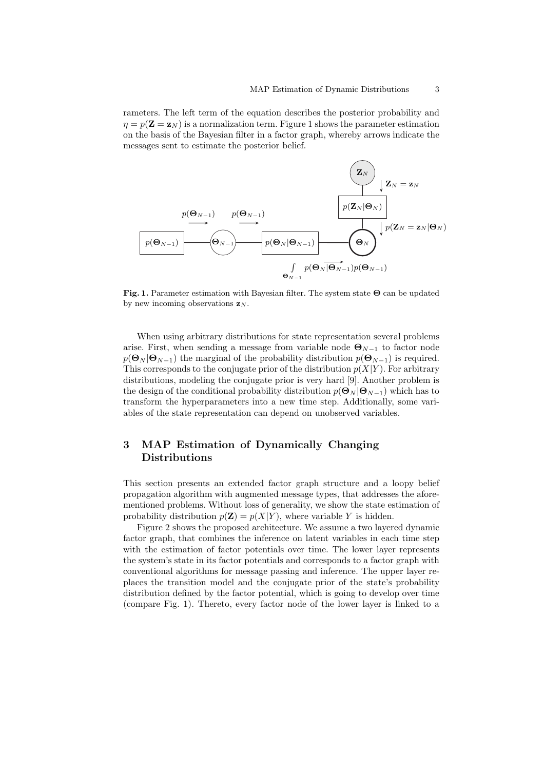rameters. The left term of the equation describes the posterior probability and $\eta = p(\mathbf{Z} = \mathbf{z}_N)$ is a normalization term. Figure 1 shows the parameter estimation on the basis of the Bayesian filter in a factor graph, whereby arrows indicate the messages sent to estimate the posterior belief.

**Fig. 1.** Parameter estimation with Bayesian filter. The system state $\mathbf{\Theta}$ can be updated by new incoming observations $\mathbf{z}_N$.

When using arbitrary distributions for state representation several problems arise. First, when sending a message from variable node $\mathbf{\Theta}_{N-1}$ to factor node $p(\mathbf{\Theta}_N|\mathbf{\Theta}_{N-1})$ the marginal of the probability distribution $p(\mathbf{\Theta}_{N-1})$ is required. This corresponds to the conjugate prior of the distribution $p(X|Y)$. For arbitrary distributions, modeling the conjugate prior is very hard [9]. Another problem is the design of the conditional probability distribution $p(\mathbf{\Theta}_N|\mathbf{\Theta}_{N-1})$ which has to transform the hyperparameters into a new time step. Additionally, some variables of the state representation can depend on unobserved variables.

## 3 MAP Estimation of Dynamically Changing Distributions

This section presents an extended factor graph structure and a loopy belief propagation algorithm with augmented message types, that addresses the aforementioned problems. Without loss of generality, we show the state estimation of probability distribution $p(\mathbf{Z}) = p(X|Y)$, where variable $Y$ is hidden.

Figure 2 shows the proposed architecture. We assume a two layered dynamic factor graph, that combines the inference on latent variables in each time step with the estimation of factor potentials over time. The lower layer represents the system's state in its factor potentials and corresponds to a factor graph with conventional algorithms for message passing and inference. The upper layer replaces the transition model and the conjugate prior of the state's probability distribution defined by the factor potential, which is going to develop over time (compare Fig. 1). Thereto, every factor node of the lower layer is linked to a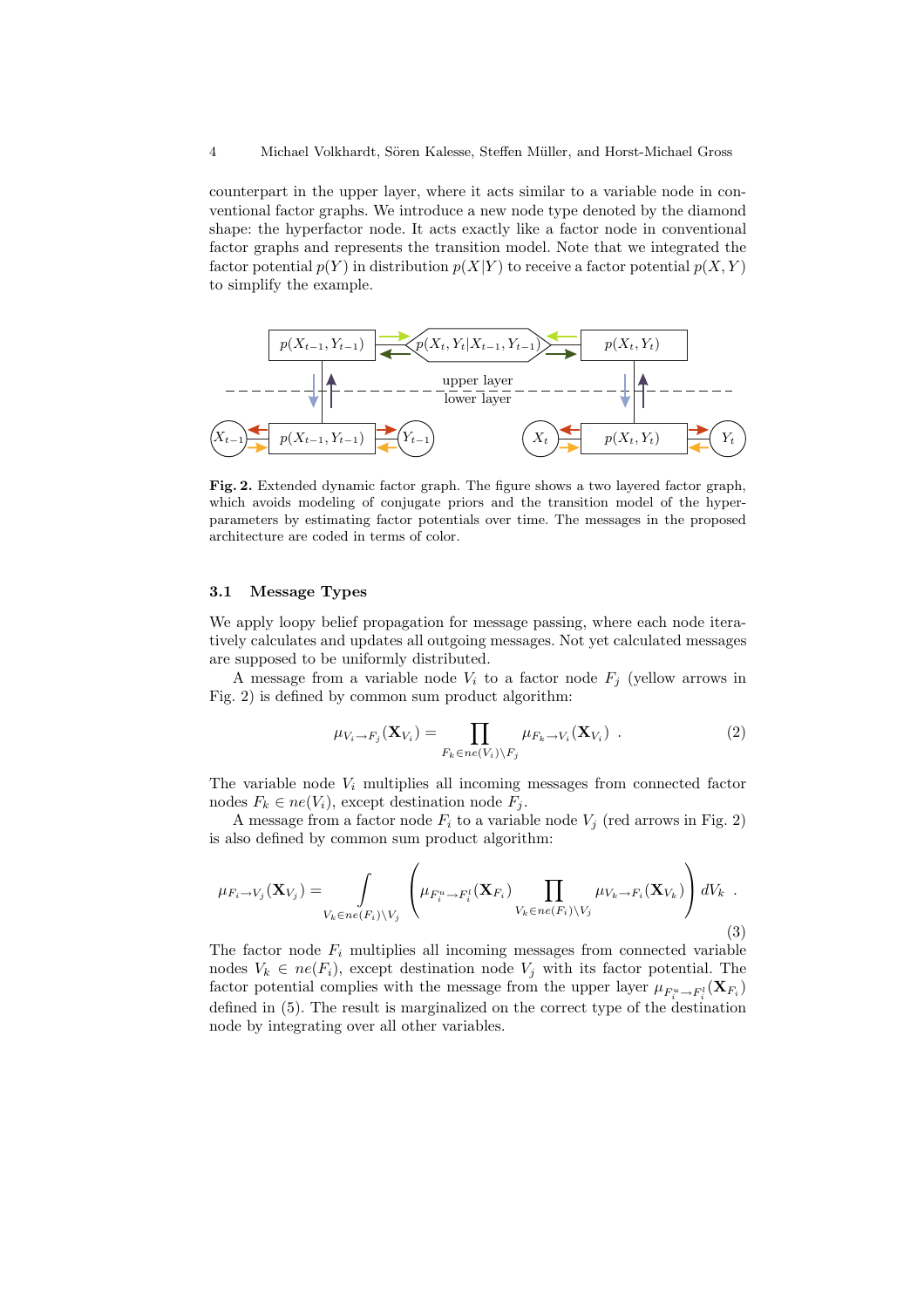counterpart in the upper layer, where it acts similar to a variable node in conventional factor graphs. We introduce a new node type denoted by the diamond shape: the hyperfactor node. It acts exactly like a factor node in conventional factor graphs and represents the transition model. Note that we integrated the factor potential $p(Y)$ in distribution $p(X|Y)$ to receive a factor potential $p(X,Y)$ to simplify the example.

**Fig. 2.** Extended dynamic factor graph. The figure shows a two layered factor graph, which avoids modeling of conjugate priors and the transition model of the hyper-parameters by estimating factor potentials over time. The messages in the proposed architecture are coded in terms of color.

### 3.1 Message Types

We apply loopy belief propagation for message passing, where each node iteratively calculates and updates all outgoing messages. Not yet calculated messages are supposed to be uniformly distributed.

A message from a variable node $V_i$ to a factor node $F_j$ (yellow arrows in Fig. 2) is defined by common sum product algorithm:

$$\mu_{V_i \rightarrow F_j}(\mathbf{X}_{V_i}) = \prod_{F_k \in ne(V_i) \setminus F_j} \mu_{F_k \rightarrow V_i}(\mathbf{X}_{V_i}) \ . \tag{2}$$

The variable node $V_i$ multiplies all incoming messages from connected factor nodes $F_k \in ne(V_i)$, except destination node $F_j$.

A message from a factor node $F_i$ to a variable node $V_j$ (red arrows in Fig. 2) is also defined by common sum product algorithm:

$$\mu_{F_i \rightarrow V_j}(\mathbf{X}_{V_j}) = \int_{V_k \in ne(F_i) \setminus V_j} \left( \mu_{F_i^u \rightarrow F_i^l}(\mathbf{X}_{F_i}) \prod_{V_k \in ne(F_i) \setminus V_j} \mu_{V_k \rightarrow F_i}(\mathbf{X}_{V_k}) \right) dV_k \ . \tag{3}$$

The factor node $F_i$ multiplies all incoming messages from connected variable nodes $V_k \in ne(F_i)$, except destination node $V_j$ with its factor potential. The factor potential complies with the message from the upper layer $\mu_{F_i^u \rightarrow F_i^l}(\mathbf{X}_{F_i})$ defined in (5). The result is marginalized on the correct type of the destination node by integrating over all other variables.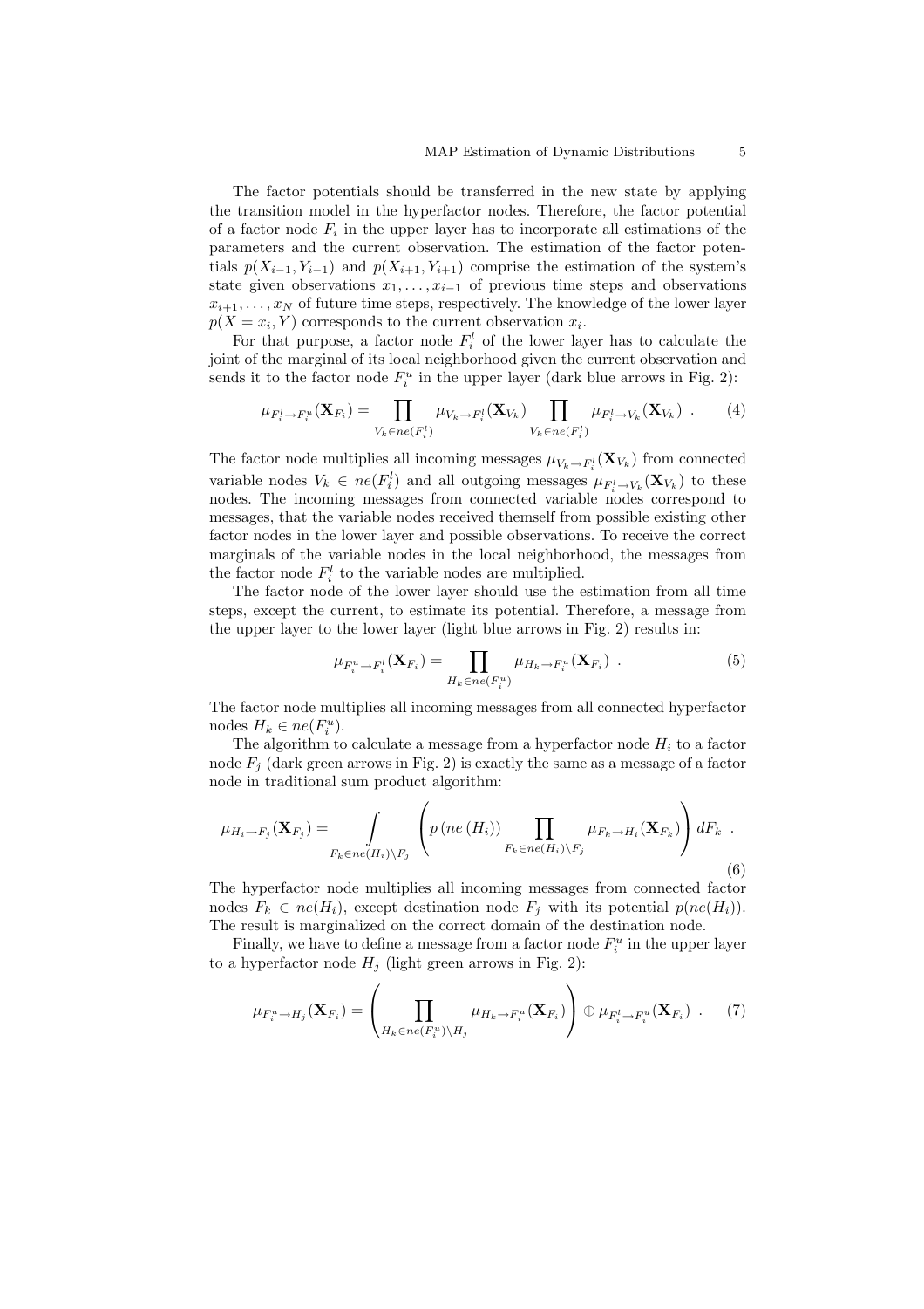The factor potentials should be transferred in the new state by applying the transition model in the hyperfactor nodes. Therefore, the factor potential of a factor node $F_i$ in the upper layer has to incorporate all estimations of the parameters and the current observation. The estimation of the factor potentials $p(X_{i-1}, Y_{i-1})$ and $p(X_{i+1}, Y_{i+1})$ comprise the estimation of the system's state given observations $x_1, \ldots, x_{i-1}$ of previous time steps and observations $x_{i+1}, \ldots, x_N$ of future time steps, respectively. The knowledge of the lower layer $p(X = x_i, Y)$ corresponds to the current observation $x_i$.

For that purpose, a factor node $F_i^l$ of the lower layer has to calculate the joint of the marginal of its local neighborhood given the current observation and sends it to the factor node $F_i^u$ in the upper layer (dark blue arrows in Fig. 2):

$$\mu_{F_i^l \to F_i^u}(\mathbf{X}_{F_i}) = \prod_{V_k \in ne(F_i^l)} \mu_{V_k \to F_i^l}(\mathbf{X}_{V_k}) \prod_{V_k \in ne(F_i^l)} \mu_{F_i^l \to V_k}(\mathbf{X}_{V_k}) \ . \tag{4}$$

The factor node multiplies all incoming messages $\mu_{V_k \to F_i^l}(\mathbf{X}_{V_k})$ from connected variable nodes $V_k \in ne(F_i^l)$ and all outgoing messages $\mu_{F_i^l \to V_k}(\mathbf{X}_{V_k})$ to these nodes. The incoming messages from connected variable nodes correspond to messages, that the variable nodes received themself from possible existing other factor nodes in the lower layer and possible observations. To receive the correct marginals of the variable nodes in the local neighborhood, the messages from the factor node $F_i^l$ to the variable nodes are multiplied.

The factor node of the lower layer should use the estimation from all time steps, except the current, to estimate its potential. Therefore, a message from the upper layer to the lower layer (light blue arrows in Fig. 2) results in:

$$\mu_{F_i^u \to F_i^l}(\mathbf{X}_{F_i}) = \prod_{H_k \in ne(F_i^u)} \mu_{H_k \to F_i^u}(\mathbf{X}_{F_i}) \ . \tag{5}$$

The factor node multiplies all incoming messages from all connected hyperfactor nodes $H_k \in ne(F_i^u)$.

The algorithm to calculate a message from a hyperfactor node $H_i$ to a factor node $F_j$ (dark green arrows in Fig. 2) is exactly the same as a message of a factor node in traditional sum product algorithm:

$$\mu_{H_i \to F_j}(\mathbf{X}_{F_j}) = \int\limits_{F_k \in ne(H_i) \setminus F_j} \left( p\left(ne\left(H_i\right)\right) \prod_{F_k \in ne(H_i) \setminus F_j} \mu_{F_k \to H_i}(\mathbf{X}_{F_k}) \right) dF_k \ . \tag{6}$$

The hyperfactor node multiplies all incoming messages from connected factor nodes $F_k \in ne(H_i)$, except destination node $F_j$ with its potential $p(ne(H_i))$. The result is marginalized on the correct domain of the destination node.

Finally, we have to define a message from a factor node $F_i^u$ in the upper layer to a hyperfactor node $H_j$ (light green arrows in Fig. 2):

$$\mu_{F_i^u \to H_j}(\mathbf{X}_{F_i}) = \left( \prod_{H_k \in ne(F_i^u) \setminus H_j} \mu_{H_k \to F_i^u}(\mathbf{X}_{F_i}) \right) \oplus \mu_{F_i^l \to F_i^u}(\mathbf{X}_{F_i}) \ . \tag{7}$$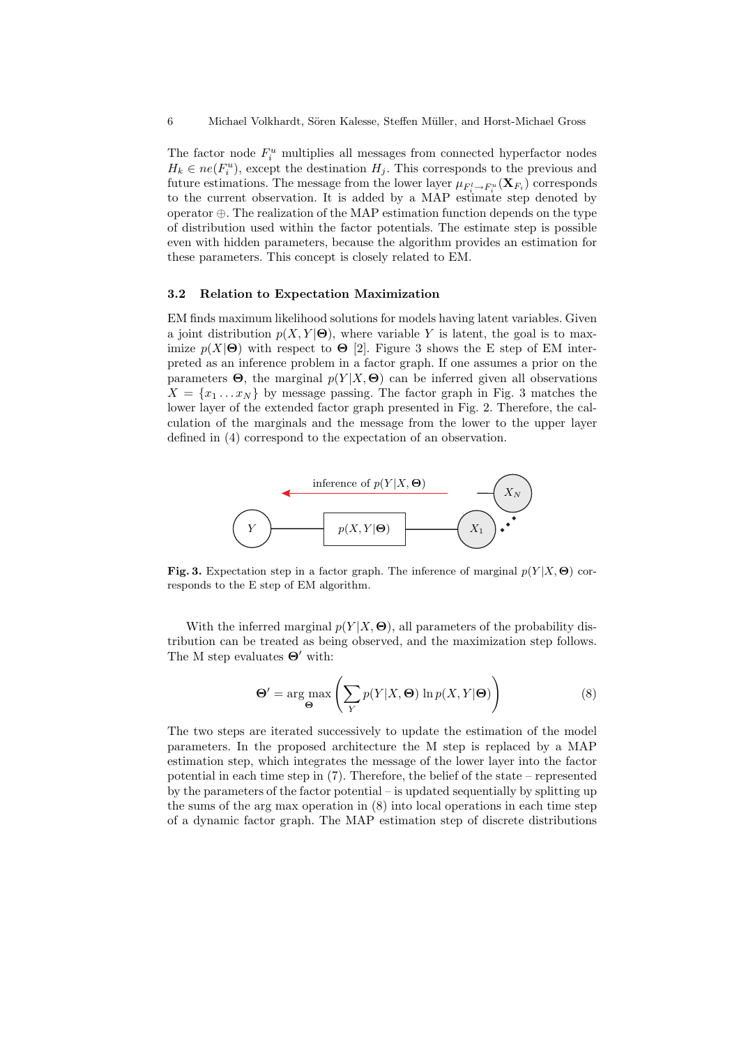The factor node $F_i^u$ multiplies all messages from connected hyperfactor nodes $H_k \in ne(F_i^u)$, except the destination $H_j$. This corresponds to the previous and future estimations. The message from the lower layer $\mu_{F_i^l \rightarrow F_i^u}(\mathbf{X}_{F_i})$ corresponds to the current observation. It is added by a MAP estimate step denoted by operator $\oplus$. The realization of the MAP estimation function depends on the type of distribution used within the factor potentials. The estimate step is possible even with hidden parameters, because the algorithm provides an estimation for these parameters. This concept is closely related to EM.

### 3.2 Relation to Expectation Maximization

EM finds maximum likelihood solutions for models having latent variables. Given a joint distribution $p(X, Y|\mathbf{\Theta})$, where variable $Y$ is latent, the goal is to maximize $p(X|\mathbf{\Theta})$ with respect to $\mathbf{\Theta}$ [2]. Figure 3 shows the E step of EM interpreted as an inference problem in a factor graph. If one assumes a prior on the parameters $\mathbf{\Theta}$, the marginal $p(Y|X, \mathbf{\Theta})$ can be inferred given all observations $X = \{x_1 \dots x_N\}$ by message passing. The factor graph in Fig. 3 matches the lower layer of the extended factor graph presented in Fig. 2. Therefore, the calculation of the marginals and the message from the lower to the upper layer defined in (4) correspond to the expectation of an observation.

**Fig. 3.** Expectation step in a factor graph. The inference of marginal $p(Y|X, \mathbf{\Theta})$ corresponds to the E step of EM algorithm.

With the inferred marginal $p(Y|X, \mathbf{\Theta})$, all parameters of the probability distribution can be treated as being observed, and the maximization step follows. The M step evaluates $\mathbf{\Theta}'$ with:

$$\mathbf{\Theta}' = \arg\max_{\mathbf{\Theta}} \left( \sum_{Y} p(Y|X, \mathbf{\Theta}) \ln p(X, Y|\mathbf{\Theta}) \right) \tag{8}$$

The two steps are iterated successively to update the estimation of the model parameters. In the proposed architecture the M step is replaced by a MAP estimation step, which integrates the message of the lower layer into the factor potential in each time step in (7). Therefore, the belief of the state – represented by the parameters of the factor potential – is updated sequentially by splitting up the sums of the arg max operation in (8) into local operations in each time step of a dynamic factor graph. The MAP estimation step of discrete distributions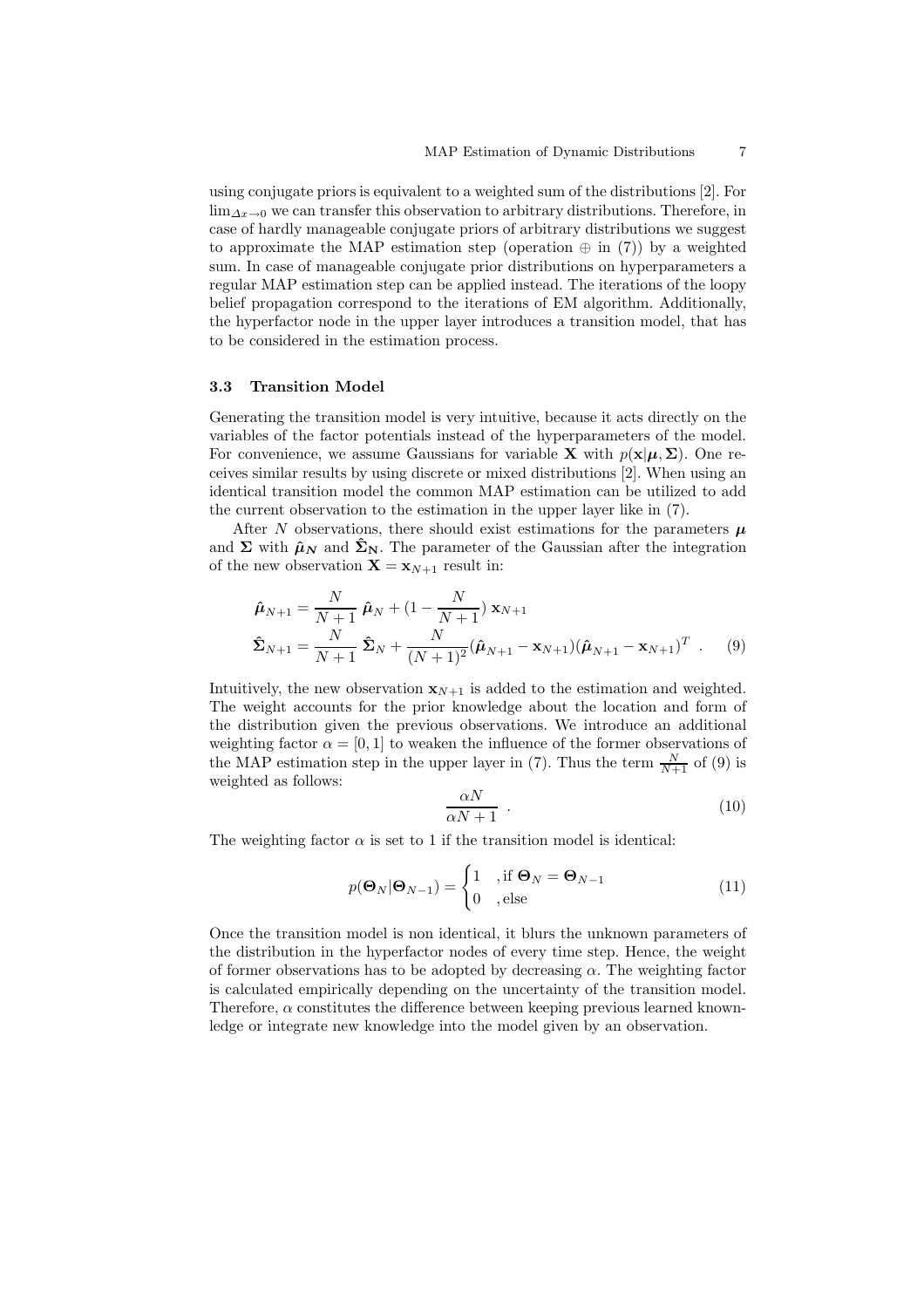using conjugate priors is equivalent to a weighted sum of the distributions [2]. For $\lim_{\Delta x \to 0}$ we can transfer this observation to arbitrary distributions. Therefore, in case of hardly manageable conjugate priors of arbitrary distributions we suggest to approximate the MAP estimation step (operation $\oplus$ in (7)) by a weighted sum. In case of manageable conjugate prior distributions on hyperparameters a regular MAP estimation step can be applied instead. The iterations of the loopy belief propagation correspond to the iterations of EM algorithm. Additionally, the hyperfactor node in the upper layer introduces a transition model, that has to be considered in the estimation process.

### 3.3 Transition Model

Generating the transition model is very intuitive, because it acts directly on the variables of the factor potentials instead of the hyperparameters of the model. For convenience, we assume Gaussians for variable $\mathbf{X}$ with $p(\mathbf{x}|\boldsymbol{\mu}, \boldsymbol{\Sigma})$. One receives similar results by using discrete or mixed distributions [2]. When using an identical transition model the common MAP estimation can be utilized to add the current observation to the estimation in the upper layer like in (7).

After $N$ observations, there should exist estimations for the parameters $\boldsymbol{\mu}$ and $\boldsymbol{\Sigma}$ with $\hat{\boldsymbol{\mu}}_{\boldsymbol{N}}$ and $\hat{\boldsymbol{\Sigma}}_{\mathbf{N}}$. The parameter of the Gaussian after the integration of the new observation $\mathbf{X} = \mathbf{x}_{N+1}$ result in:

$$\begin{aligned}
\hat{\boldsymbol{\mu}}_{N+1} &= \frac{N}{N+1}\,\hat{\boldsymbol{\mu}}_N + (1 - \frac{N}{N+1})\,\mathbf{x}_{N+1} \\
\hat{\boldsymbol{\Sigma}}_{N+1} &= \frac{N}{N+1}\,\hat{\boldsymbol{\Sigma}}_N + \frac{N}{(N+1)^2}(\hat{\boldsymbol{\mu}}_{N+1} - \mathbf{x}_{N+1})(\hat{\boldsymbol{\mu}}_{N+1} - \mathbf{x}_{N+1})^T \quad .
\end{aligned} \tag{9}$$

Intuitively, the new observation $\mathbf{x}_{N+1}$ is added to the estimation and weighted. The weight accounts for the prior knowledge about the location and form of the distribution given the previous observations. We introduce an additional weighting factor $\alpha = [0, 1]$ to weaken the influence of the former observations of the MAP estimation step in the upper layer in (7). Thus the term $\frac{N}{N+1}$ of (9) is weighted as follows:

$$\frac{\alpha N}{\alpha N + 1} \quad . \tag{10}$$

The weighting factor $\alpha$ is set to 1 if the transition model is identical:

$$p(\boldsymbol{\Theta}_N|\boldsymbol{\Theta}_{N-1}) = \begin{cases} 1 & \text{, if } \boldsymbol{\Theta}_N = \boldsymbol{\Theta}_{N-1} \\ 0 & \text{, else} \end{cases} \tag{11}$$

Once the transition model is non identical, it blurs the unknown parameters of the distribution in the hyperfactor nodes of every time step. Hence, the weight of former observations has to be adopted by decreasing $\alpha$. The weighting factor is calculated empirically depending on the uncertainty of the transition model. Therefore, $\alpha$ constitutes the difference between keeping previous learned knownledge or integrate new knowledge into the model given by an observation.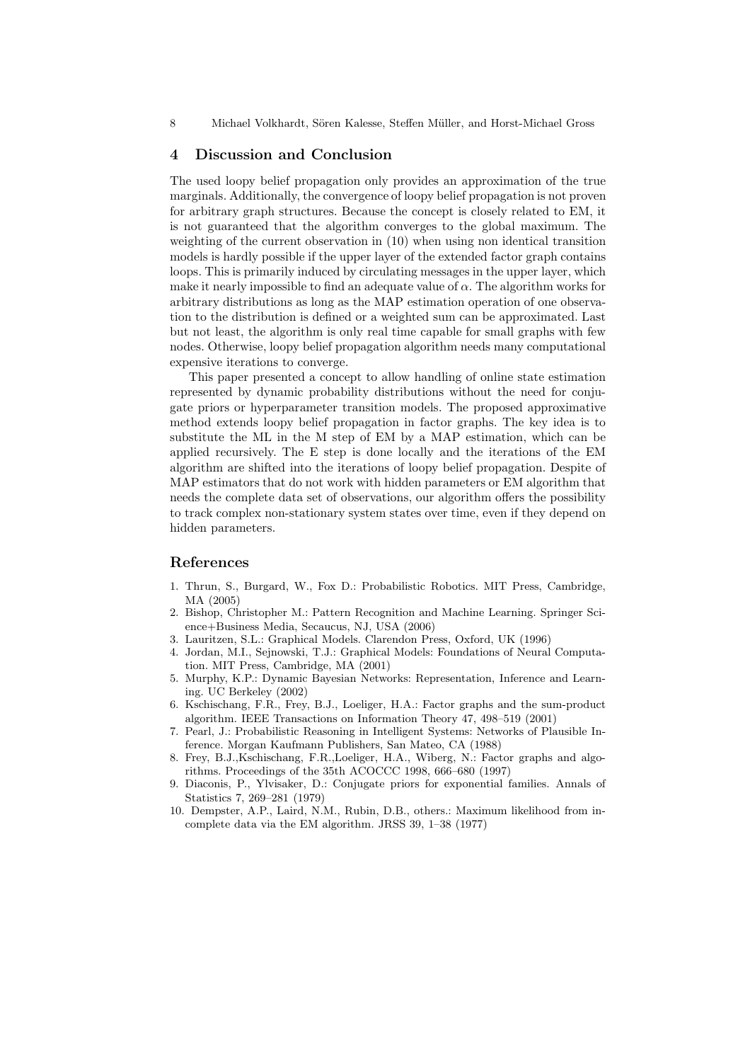## 4 Discussion and Conclusion

The used loopy belief propagation only provides an approximation of the true marginals. Additionally, the convergence of loopy belief propagation is not proven for arbitrary graph structures. Because the concept is closely related to EM, it is not guaranteed that the algorithm converges to the global maximum. The weighting of the current observation in (10) when using non identical transition models is hardly possible if the upper layer of the extended factor graph contains loops. This is primarily induced by circulating messages in the upper layer, which make it nearly impossible to find an adequate value of $\alpha$. The algorithm works for arbitrary distributions as long as the MAP estimation operation of one observation to the distribution is defined or a weighted sum can be approximated. Last but not least, the algorithm is only real time capable for small graphs with few nodes. Otherwise, loopy belief propagation algorithm needs many computational expensive iterations to converge.

This paper presented a concept to allow handling of online state estimation represented by dynamic probability distributions without the need for conjugate priors or hyperparameter transition models. The proposed approximative method extends loopy belief propagation in factor graphs. The key idea is to substitute the ML in the M step of EM by a MAP estimation, which can be applied recursively. The E step is done locally and the iterations of the EM algorithm are shifted into the iterations of loopy belief propagation. Despite of MAP estimators that do not work with hidden parameters or EM algorithm that needs the complete data set of observations, our algorithm offers the possibility to track complex non-stationary system states over time, even if they depend on hidden parameters.

## References

1. Thrun, S., Burgard, W., Fox D.: Probabilistic Robotics. MIT Press, Cambridge, MA (2005)
2. Bishop, Christopher M.: Pattern Recognition and Machine Learning. Springer Science+Business Media, Secaucus, NJ, USA (2006)
3. Lauritzen, S.L.: Graphical Models. Clarendon Press, Oxford, UK (1996)
4. Jordan, M.I., Sejnowski, T.J.: Graphical Models: Foundations of Neural Computation. MIT Press, Cambridge, MA (2001)
5. Murphy, K.P.: Dynamic Bayesian Networks: Representation, Inference and Learning. UC Berkeley (2002)
6. Kschischang, F.R., Frey, B.J., Loeliger, H.A.: Factor graphs and the sum-product algorithm. IEEE Transactions on Information Theory 47, 498–519 (2001)
7. Pearl, J.: Probabilistic Reasoning in Intelligent Systems: Networks of Plausible Inference. Morgan Kaufmann Publishers, San Mateo, CA (1988)
8. Frey, B.J.,Kschischang, F.R.,Loeliger, H.A., Wiberg, N.: Factor graphs and algorithms. Proceedings of the 35th ACOCCC 1998, 666–680 (1997)
9. Diaconis, P., Ylvisaker, D.: Conjugate priors for exponential families. Annals of Statistics 7, 269–281 (1979)
10. Dempster, A.P., Laird, N.M., Rubin, D.B., others.: Maximum likelihood from incomplete data via the EM algorithm. JRSS 39, 1–38 (1977)